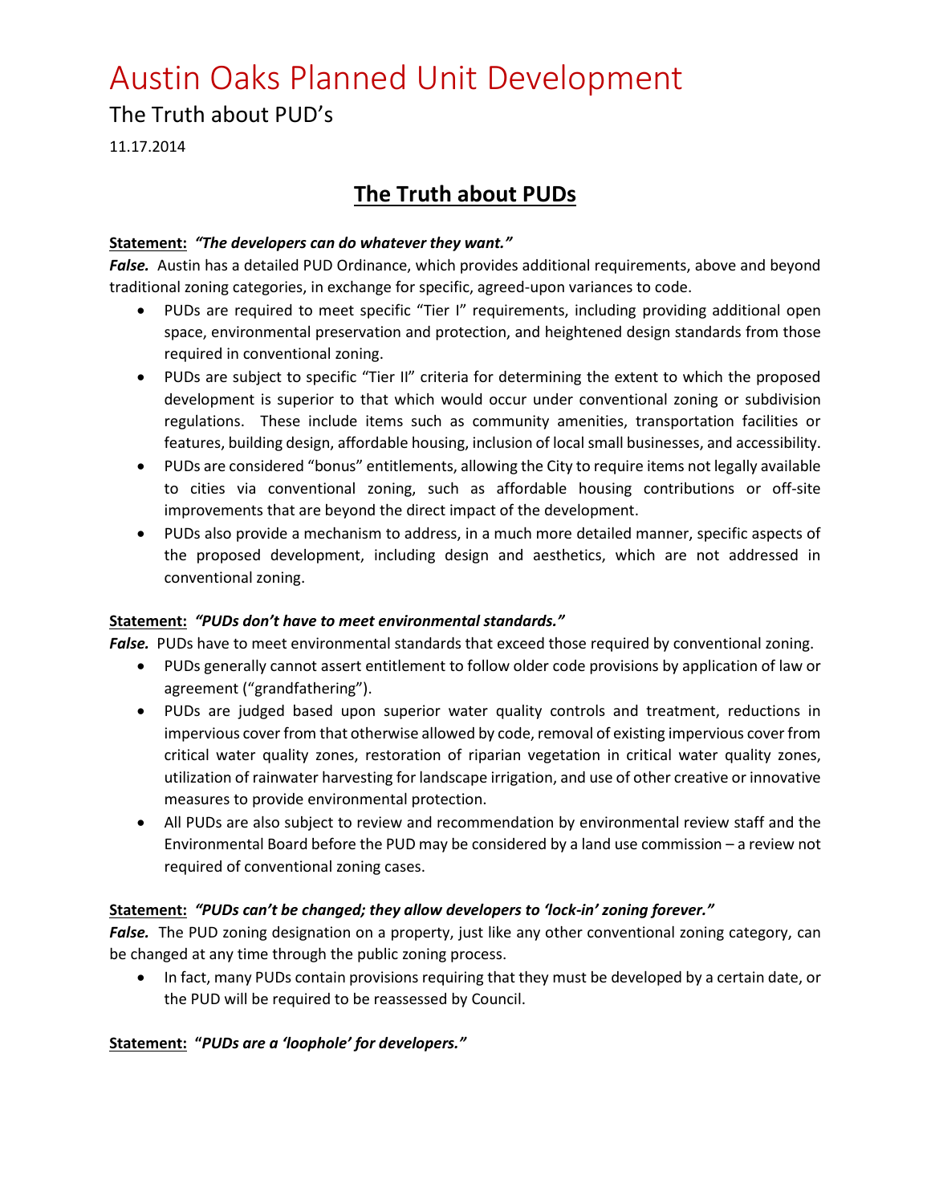# Austin Oaks Planned Unit Development

## The Truth about PUD's

11.17.2014

## The Truth about PUDs

**Statement:** ***"The developers can do whatever they want."***

***False.*** Austin has a detailed PUD Ordinance, which provides additional requirements, above and beyond traditional zoning categories, in exchange for specific, agreed-upon variances to code.

- PUDs are required to meet specific "Tier I" requirements, including providing additional open space, environmental preservation and protection, and heightened design standards from those required in conventional zoning.
- PUDs are subject to specific "Tier II" criteria for determining the extent to which the proposed development is superior to that which would occur under conventional zoning or subdivision regulations. These include items such as community amenities, transportation facilities or features, building design, affordable housing, inclusion of local small businesses, and accessibility.
- PUDs are considered "bonus" entitlements, allowing the City to require items not legally available to cities via conventional zoning, such as affordable housing contributions or off-site improvements that are beyond the direct impact of the development.
- PUDs also provide a mechanism to address, in a much more detailed manner, specific aspects of the proposed development, including design and aesthetics, which are not addressed in conventional zoning.

**Statement:** ***"PUDs don't have to meet environmental standards."***

***False.*** PUDs have to meet environmental standards that exceed those required by conventional zoning.

- PUDs generally cannot assert entitlement to follow older code provisions by application of law or agreement ("grandfathering").
- PUDs are judged based upon superior water quality controls and treatment, reductions in impervious cover from that otherwise allowed by code, removal of existing impervious cover from critical water quality zones, restoration of riparian vegetation in critical water quality zones, utilization of rainwater harvesting for landscape irrigation, and use of other creative or innovative measures to provide environmental protection.
- All PUDs are also subject to review and recommendation by environmental review staff and the Environmental Board before the PUD may be considered by a land use commission – a review not required of conventional zoning cases.

**Statement:** ***"PUDs can't be changed; they allow developers to 'lock-in' zoning forever."***

***False.*** The PUD zoning designation on a property, just like any other conventional zoning category, can be changed at any time through the public zoning process.

- In fact, many PUDs contain provisions requiring that they must be developed by a certain date, or the PUD will be required to be reassessed by Council.

**Statement:** **"*PUDs are a 'loophole' for developers."***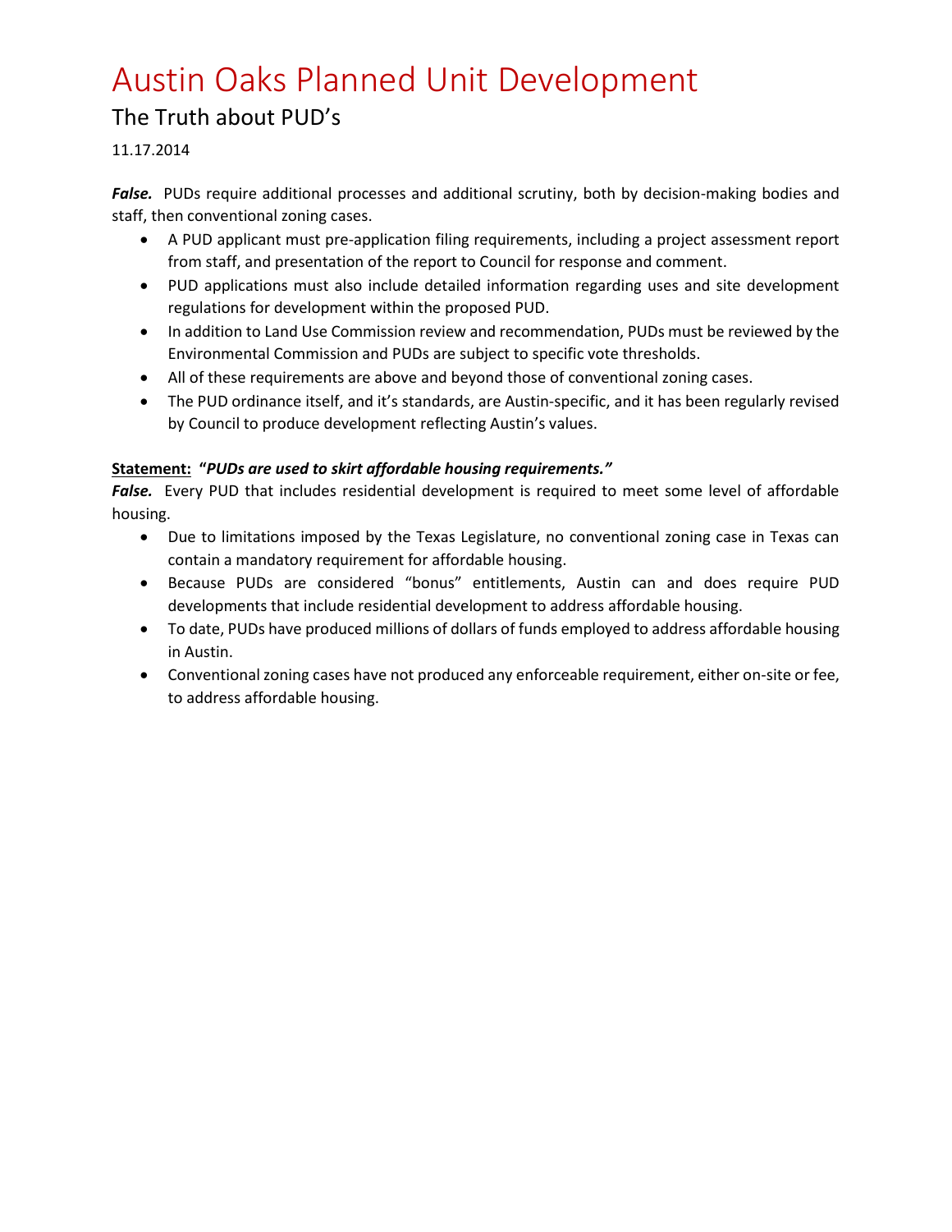# Austin Oaks Planned Unit Development

## The Truth about PUD's

11.17.2014

***False.*** PUDs require additional processes and additional scrutiny, both by decision-making bodies and staff, then conventional zoning cases.

- A PUD applicant must pre-application filing requirements, including a project assessment report from staff, and presentation of the report to Council for response and comment.
- PUD applications must also include detailed information regarding uses and site development regulations for development within the proposed PUD.
- In addition to Land Use Commission review and recommendation, PUDs must be reviewed by the Environmental Commission and PUDs are subject to specific vote thresholds.
- All of these requirements are above and beyond those of conventional zoning cases.
- The PUD ordinance itself, and it's standards, are Austin-specific, and it has been regularly revised by Council to produce development reflecting Austin's values.

**Statement:** **"*PUDs are used to skirt affordable housing requirements.*"**

***False.*** Every PUD that includes residential development is required to meet some level of affordable housing.

- Due to limitations imposed by the Texas Legislature, no conventional zoning case in Texas can contain a mandatory requirement for affordable housing.
- Because PUDs are considered "bonus" entitlements, Austin can and does require PUD developments that include residential development to address affordable housing.
- To date, PUDs have produced millions of dollars of funds employed to address affordable housing in Austin.
- Conventional zoning cases have not produced any enforceable requirement, either on-site or fee, to address affordable housing.